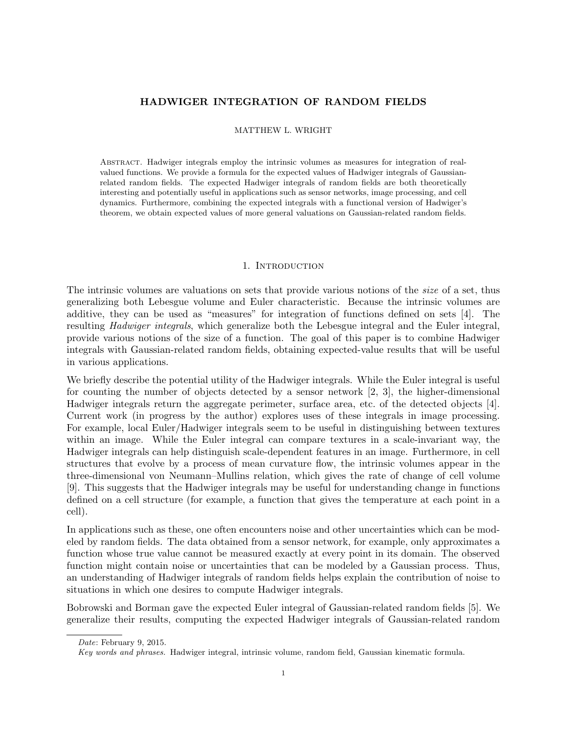# HADWIGER INTEGRATION OF RANDOM FIELDS

MATTHEW L. WRIGHT

Abstract. Hadwiger integrals employ the intrinsic volumes as measures for integration of real-valued functions. We provide a formula for the expected values of Hadwiger integrals of Gaussian-related random fields. The expected Hadwiger integrals of random fields are both theoretically interesting and potentially useful in applications such as sensor networks, image processing, and cell dynamics. Furthermore, combining the expected integrals with a functional version of Hadwiger's theorem, we obtain expected values of more general valuations on Gaussian-related random fields.

## 1. Introduction

The intrinsic volumes are valuations on sets that provide various notions of the *size* of a set, thus generalizing both Lebesgue volume and Euler characteristic. Because the intrinsic volumes are additive, they can be used as "measures" for integration of functions defined on sets [4]. The resulting *Hadwiger integrals*, which generalize both the Lebesgue integral and the Euler integral, provide various notions of the size of a function. The goal of this paper is to combine Hadwiger integrals with Gaussian-related random fields, obtaining expected-value results that will be useful in various applications.

We briefly describe the potential utility of the Hadwiger integrals. While the Euler integral is useful for counting the number of objects detected by a sensor network [2, 3], the higher-dimensional Hadwiger integrals return the aggregate perimeter, surface area, etc. of the detected objects [4]. Current work (in progress by the author) explores uses of these integrals in image processing. For example, local Euler/Hadwiger integrals seem to be useful in distinguishing between textures within an image. While the Euler integral can compare textures in a scale-invariant way, the Hadwiger integrals can help distinguish scale-dependent features in an image. Furthermore, in cell structures that evolve by a process of mean curvature flow, the intrinsic volumes appear in the three-dimensional von Neumann–Mullins relation, which gives the rate of change of cell volume [9]. This suggests that the Hadwiger integrals may be useful for understanding change in functions defined on a cell structure (for example, a function that gives the temperature at each point in a cell).

In applications such as these, one often encounters noise and other uncertainties which can be modeled by random fields. The data obtained from a sensor network, for example, only approximates a function whose true value cannot be measured exactly at every point in its domain. The observed function might contain noise or uncertainties that can be modeled by a Gaussian process. Thus, an understanding of Hadwiger integrals of random fields helps explain the contribution of noise to situations in which one desires to compute Hadwiger integrals.

Bobrowski and Borman gave the expected Euler integral of Gaussian-related random fields [5]. We generalize their results, computing the expected Hadwiger integrals of Gaussian-related random

*Date*: February 9, 2015.

*Key words and phrases.* Hadwiger integral, intrinsic volume, random field, Gaussian kinematic formula.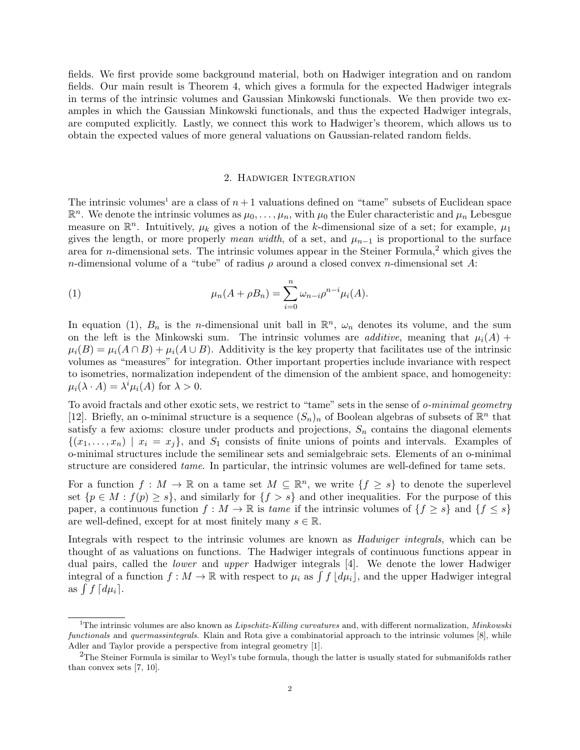fields. We first provide some background material, both on Hadwiger integration and on random fields. Our main result is Theorem 4, which gives a formula for the expected Hadwiger integrals in terms of the intrinsic volumes and Gaussian Minkowski functionals. We then provide two examples in which the Gaussian Minkowski functionals, and thus the expected Hadwiger integrals, are computed explicitly. Lastly, we connect this work to Hadwiger's theorem, which allows us to obtain the expected values of more general valuations on Gaussian-related random fields.

## 2. Hadwiger Integration

The intrinsic volumes[1] are a class of $n+1$ valuations defined on "tame" subsets of Euclidean space $\mathbb{R}^n$. We denote the intrinsic volumes as $\mu_0, \ldots, \mu_n$, with $\mu_0$ the Euler characteristic and $\mu_n$ Lebesgue measure on $\mathbb{R}^n$. Intuitively, $\mu_k$ gives a notion of the $k$-dimensional size of a set; for example, $\mu_1$ gives the length, or more properly *mean width*, of a set, and $\mu_{n-1}$ is proportional to the surface area for $n$-dimensional sets. The intrinsic volumes appear in the Steiner Formula,[2] which gives the $n$-dimensional volume of a "tube" of radius $\rho$ around a closed convex $n$-dimensional set $A$:

$$\mu_n(A + \rho B_n) = \sum_{i=0}^{n} \omega_{n-i} \rho^{n-i} \mu_i(A). \tag{1}$$

In equation (1), $B_n$ is the $n$-dimensional unit ball in $\mathbb{R}^n$, $\omega_n$ denotes its volume, and the sum on the left is the Minkowski sum. The intrinsic volumes are *additive*, meaning that $\mu_i(A) + \mu_i(B) = \mu_i(A \cap B) + \mu_i(A \cup B)$. Additivity is the key property that facilitates use of the intrinsic volumes as "measures" for integration. Other important properties include invariance with respect to isometries, normalization independent of the dimension of the ambient space, and homogeneity: $\mu_i(\lambda \cdot A) = \lambda^i \mu_i(A)$ for $\lambda > 0$.

To avoid fractals and other exotic sets, we restrict to "tame" sets in the sense of *o-minimal geometry* [12]. Briefly, an o-minimal structure is a sequence $(S_n)_n$ of Boolean algebras of subsets of $\mathbb{R}^n$ that satisfy a few axioms: closure under products and projections, $S_n$ contains the diagonal elements $\{(x_1, \ldots, x_n) \mid x_i = x_j\}$, and $S_1$ consists of finite unions of points and intervals. Examples of o-minimal structures include the semilinear sets and semialgebraic sets. Elements of an o-minimal structure are considered *tame*. In particular, the intrinsic volumes are well-defined for tame sets.

For a function $f : M \to \mathbb{R}$ on a tame set $M \subseteq \mathbb{R}^n$, we write $\{f \geq s\}$ to denote the superlevel set $\{p \in M : f(p) \geq s\}$, and similarly for $\{f > s\}$ and other inequalities. For the purpose of this paper, a continuous function $f : M \to \mathbb{R}$ is *tame* if the intrinsic volumes of $\{f \geq s\}$ and $\{f \leq s\}$ are well-defined, except for at most finitely many $s \in \mathbb{R}$.

Integrals with respect to the intrinsic volumes are known as *Hadwiger integrals*, which can be thought of as valuations on functions. The Hadwiger integrals of continuous functions appear in dual pairs, called the *lower* and *upper* Hadwiger integrals [4]. We denote the lower Hadwiger integral of a function $f : M \to \mathbb{R}$ with respect to $\mu_i$ as $\int f \lfloor d\mu_i \rfloor$, and the upper Hadwiger integral as $\int f \lceil d\mu_i \rceil$.

---

[1] The intrinsic volumes are also known as *Lipschitz-Killing curvatures* and, with different normalization, *Minkowski functionals* and *quermassintegrals*. Klain and Rota give a combinatorial approach to the intrinsic volumes [8], while Adler and Taylor provide a perspective from integral geometry [1].

[2] The Steiner Formula is similar to Weyl's tube formula, though the latter is usually stated for submanifolds rather than convex sets [7, 10].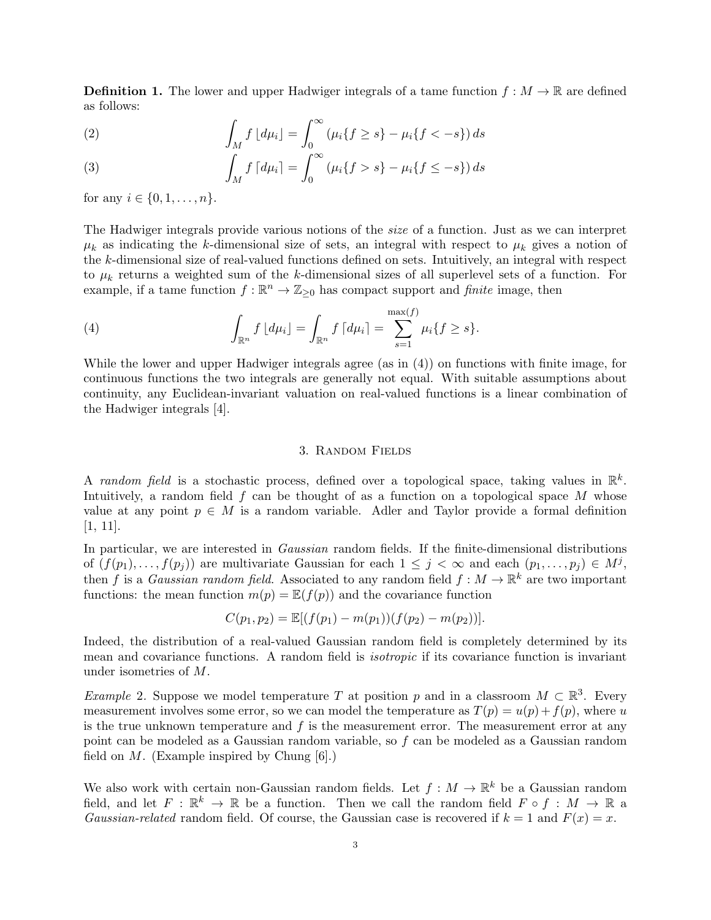**Definition 1.** The lower and upper Hadwiger integrals of a tame function $f : M \to \mathbb{R}$ are defined as follows:

$$\int_M f \lfloor d\mu_i \rfloor = \int_0^\infty \left(\mu_i\{f \geq s\} - \mu_i\{f < -s\}\right) ds \tag{2}$$

$$\int_M f \lceil d\mu_i \rceil = \int_0^\infty \left(\mu_i\{f > s\} - \mu_i\{f \leq -s\}\right) ds \tag{3}$$

for any $i \in \{0, 1, \ldots, n\}$.

The Hadwiger integrals provide various notions of the *size* of a function. Just as we can interpret $\mu_k$ as indicating the $k$-dimensional size of sets, an integral with respect to $\mu_k$ gives a notion of the $k$-dimensional size of real-valued functions defined on sets. Intuitively, an integral with respect to $\mu_k$ returns a weighted sum of the $k$-dimensional sizes of all superlevel sets of a function. For example, if a tame function $f : \mathbb{R}^n \to \mathbb{Z}_{\geq 0}$ has compact support and *finite* image, then

$$\int_{\mathbb{R}^n} f \lfloor d\mu_i \rfloor = \int_{\mathbb{R}^n} f \lceil d\mu_i \rceil = \sum_{s=1}^{\max(f)} \mu_i\{f \geq s\}. \tag{4}$$

While the lower and upper Hadwiger integrals agree (as in (4)) on functions with finite image, for continuous functions the two integrals are generally not equal. With suitable assumptions about continuity, any Euclidean-invariant valuation on real-valued functions is a linear combination of the Hadwiger integrals [4].

## 3. Random Fields

A *random field* is a stochastic process, defined over a topological space, taking values in $\mathbb{R}^k$. Intuitively, a random field $f$ can be thought of as a function on a topological space $M$ whose value at any point $p \in M$ is a random variable. Adler and Taylor provide a formal definition [1, 11].

In particular, we are interested in *Gaussian* random fields. If the finite-dimensional distributions of $(f(p_1), \ldots, f(p_j))$ are multivariate Gaussian for each $1 \leq j < \infty$ and each $(p_1, \ldots, p_j) \in M^j$, then $f$ is a *Gaussian random field*. Associated to any random field $f : M \to \mathbb{R}^k$ are two important functions: the mean function $m(p) = \mathbb{E}(f(p))$ and the covariance function

$$C(p_1, p_2) = \mathbb{E}[(f(p_1) - m(p_1))(f(p_2) - m(p_2))].$$

Indeed, the distribution of a real-valued Gaussian random field is completely determined by its mean and covariance functions. A random field is *isotropic* if its covariance function is invariant under isometries of $M$.

*Example* 2. Suppose we model temperature $T$ at position $p$ and in a classroom $M \subset \mathbb{R}^3$. Every measurement involves some error, so we can model the temperature as $T(p) = u(p) + f(p)$, where $u$ is the true unknown temperature and $f$ is the measurement error. The measurement error at any point can be modeled as a Gaussian random variable, so $f$ can be modeled as a Gaussian random field on $M$. (Example inspired by Chung [6].)

We also work with certain non-Gaussian random fields. Let $f : M \to \mathbb{R}^k$ be a Gaussian random field, and let $F : \mathbb{R}^k \to \mathbb{R}$ be a function. Then we call the random field $F \circ f : M \to \mathbb{R}$ a *Gaussian-related* random field. Of course, the Gaussian case is recovered if $k = 1$ and $F(x) = x$.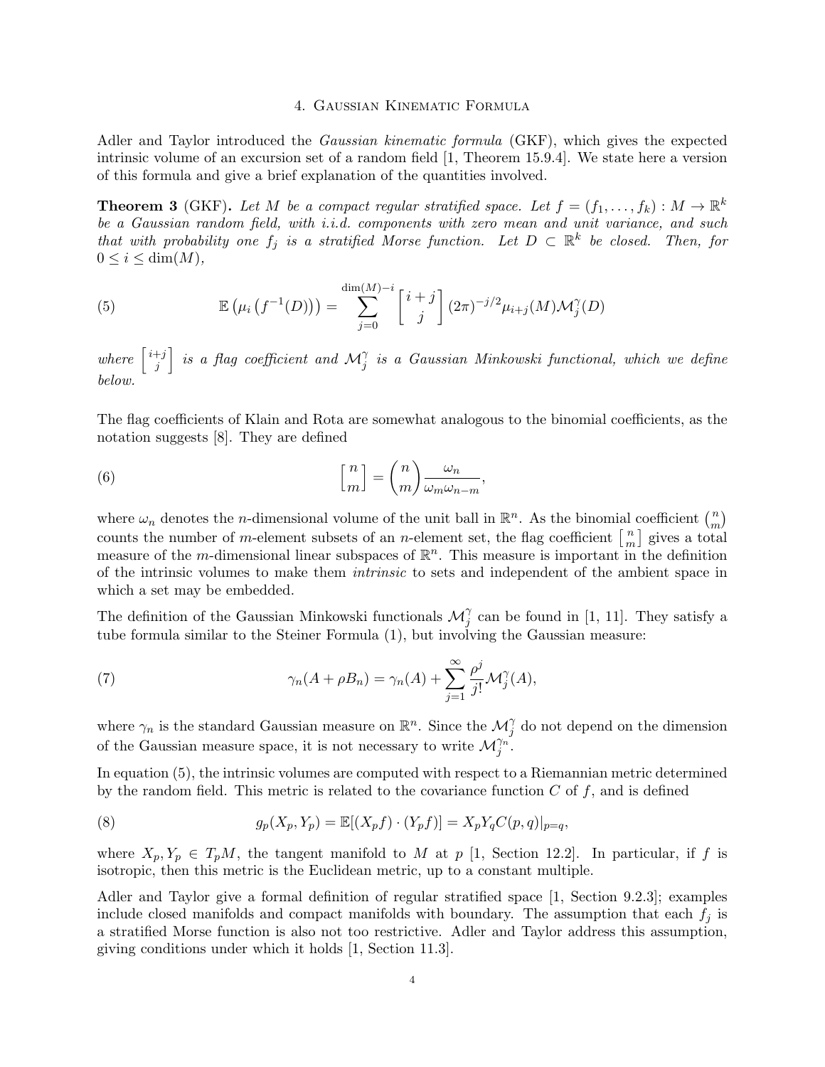## 4. Gaussian Kinematic Formula

Adler and Taylor introduced the *Gaussian kinematic formula* (GKF), which gives the expected intrinsic volume of an excursion set of a random field [1, Theorem 15.9.4]. We state here a version of this formula and give a brief explanation of the quantities involved.

**Theorem 3** (GKF)**.** *Let $M$ be a compact regular stratified space. Let $f = (f_1, \ldots, f_k) : M \to \mathbb{R}^k$ be a Gaussian random field, with i.i.d. components with zero mean and unit variance, and such that with probability one $f_j$ is a stratified Morse function. Let $D \subset \mathbb{R}^k$ be closed. Then, for $0 \leq i \leq \dim(M)$,*

$$\mathbb{E}\left(\mu_i\left(f^{-1}(D)\right)\right) = \sum_{j=0}^{\dim(M)-i} \begin{bmatrix} i+j \\ j \end{bmatrix} (2\pi)^{-j/2} \mu_{i+j}(M) \mathcal{M}_j^{\gamma}(D) \tag{5}$$

*where $\begin{bmatrix} i+j \\ j \end{bmatrix}$ is a flag coefficient and $\mathcal{M}_j^{\gamma}$ is a Gaussian Minkowski functional, which we define below.*

The flag coefficients of Klain and Rota are somewhat analogous to the binomial coefficients, as the notation suggests [8]. They are defined

$$\begin{bmatrix} n \\ m \end{bmatrix} = \binom{n}{m} \frac{\omega_n}{\omega_m \omega_{n-m}}, \tag{6}$$

where $\omega_n$ denotes the $n$-dimensional volume of the unit ball in $\mathbb{R}^n$. As the binomial coefficient $\binom{n}{m}$ counts the number of $m$-element subsets of an $n$-element set, the flag coefficient $\begin{bmatrix} n \\ m \end{bmatrix}$ gives a total measure of the $m$-dimensional linear subspaces of $\mathbb{R}^n$. This measure is important in the definition of the intrinsic volumes to make them *intrinsic* to sets and independent of the ambient space in which a set may be embedded.

The definition of the Gaussian Minkowski functionals $\mathcal{M}_j^{\gamma}$ can be found in [1, 11]. They satisfy a tube formula similar to the Steiner Formula (1), but involving the Gaussian measure:

$$\gamma_n(A + \rho B_n) = \gamma_n(A) + \sum_{j=1}^{\infty} \frac{\rho^j}{j!} \mathcal{M}_j^{\gamma}(A), \tag{7}$$

where $\gamma_n$ is the standard Gaussian measure on $\mathbb{R}^n$. Since the $\mathcal{M}_j^{\gamma}$ do not depend on the dimension of the Gaussian measure space, it is not necessary to write $\mathcal{M}_j^{\gamma_n}$.

In equation (5), the intrinsic volumes are computed with respect to a Riemannian metric determined by the random field. This metric is related to the covariance function $C$ of $f$, and is defined

$$g_p(X_p, Y_p) = \mathbb{E}[(X_p f) \cdot (Y_p f)] = X_p Y_q C(p,q)|_{p=q}, \tag{8}$$

where $X_p, Y_p \in T_pM$, the tangent manifold to $M$ at $p$ [1, Section 12.2]. In particular, if $f$ is isotropic, then this metric is the Euclidean metric, up to a constant multiple.

Adler and Taylor give a formal definition of regular stratified space [1, Section 9.2.3]; examples include closed manifolds and compact manifolds with boundary. The assumption that each $f_j$ is a stratified Morse function is also not too restrictive. Adler and Taylor address this assumption, giving conditions under which it holds [1, Section 11.3].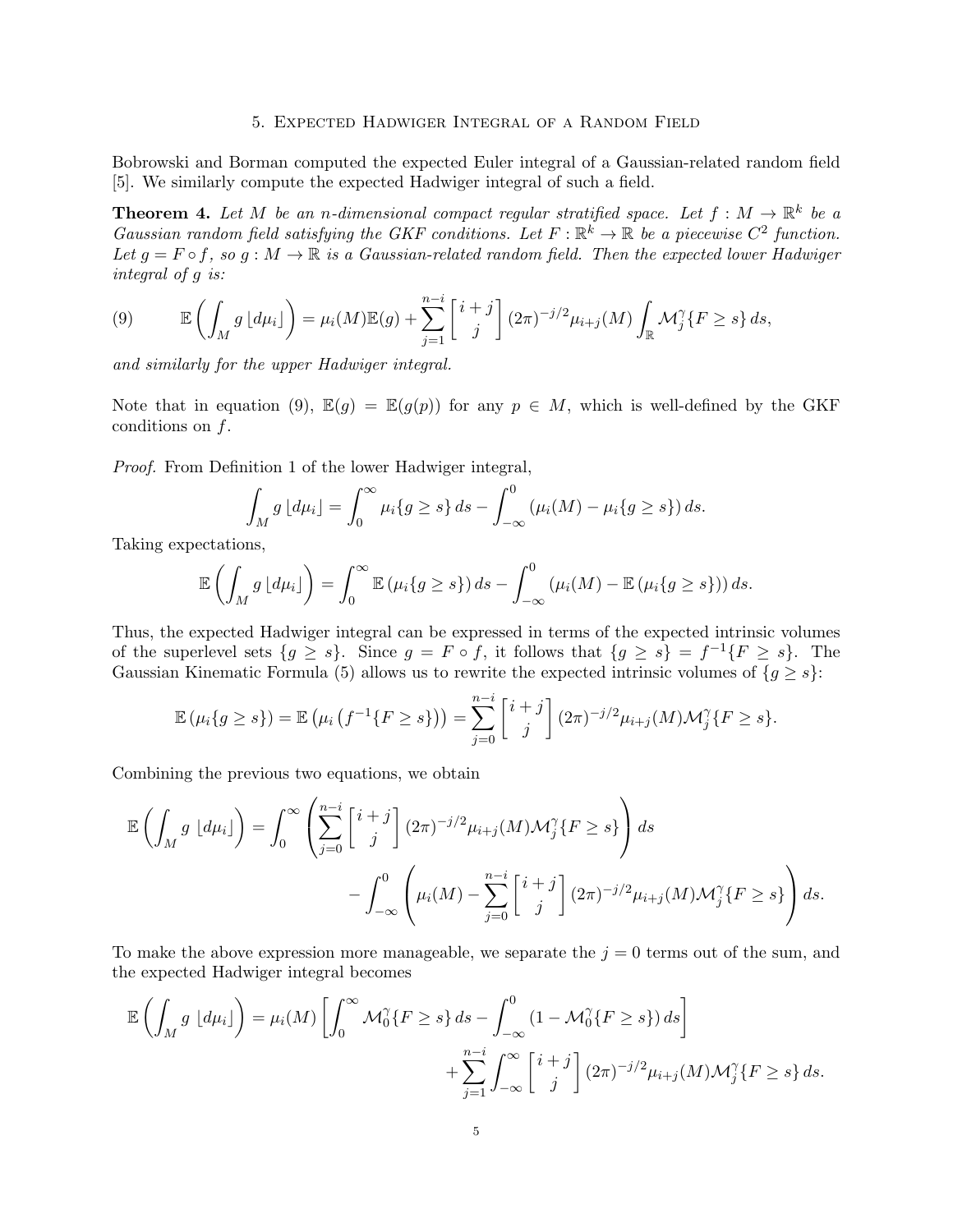## 5. Expected Hadwiger Integral of a Random Field

Bobrowski and Borman computed the expected Euler integral of a Gaussian-related random field [5]. We similarly compute the expected Hadwiger integral of such a field.

**Theorem 4.** *Let $M$ be an $n$-dimensional compact regular stratified space. Let $f : M \to \mathbb{R}^k$ be a Gaussian random field satisfying the GKF conditions. Let $F : \mathbb{R}^k \to \mathbb{R}$ be a piecewise $C^2$ function. Let $g = F \circ f$, so $g : M \to \mathbb{R}$ is a Gaussian-related random field. Then the expected lower Hadwiger integral of $g$ is:*

$$\mathbb{E}\left(\int_M g \lfloor d\mu_i \rfloor\right) = \mu_i(M)\mathbb{E}(g) + \sum_{j=1}^{n-i} \left[ \begin{array}{c} i+j \\ j \end{array} \right] (2\pi)^{-j/2} \mu_{i+j}(M) \int_{\mathbb{R}} \mathcal{M}_j^{\gamma}\{F \geq s\}\, ds, \tag{9}$$

*and similarly for the upper Hadwiger integral.*

Note that in equation (9), $\mathbb{E}(g) = \mathbb{E}(g(p))$ for any $p \in M$, which is well-defined by the GKF conditions on $f$.

*Proof.* From Definition 1 of the lower Hadwiger integral,

$$\int_M g \lfloor d\mu_i \rfloor = \int_0^{\infty} \mu_i\{g \geq s\}\, ds - \int_{-\infty}^{0} \left(\mu_i(M) - \mu_i\{g \geq s\}\right) ds.$$

Taking expectations,

$$\mathbb{E}\left(\int_M g \lfloor d\mu_i \rfloor\right) = \int_0^{\infty} \mathbb{E}\left(\mu_i\{g \geq s\}\right) ds - \int_{-\infty}^{0} \left(\mu_i(M) - \mathbb{E}\left(\mu_i\{g \geq s\}\right)\right) ds.$$

Thus, the expected Hadwiger integral can be expressed in terms of the expected intrinsic volumes of the superlevel sets $\{g \geq s\}$. Since $g = F \circ f$, it follows that $\{g \geq s\} = f^{-1}\{F \geq s\}$. The Gaussian Kinematic Formula (5) allows us to rewrite the expected intrinsic volumes of $\{g \geq s\}$:

$$\mathbb{E}\left(\mu_i\{g \geq s\}\right) = \mathbb{E}\left(\mu_i\left(f^{-1}\{F \geq s\}\right)\right) = \sum_{j=0}^{n-i} \left[ \begin{array}{c} i+j \\ j \end{array} \right] (2\pi)^{-j/2} \mu_{i+j}(M) \mathcal{M}_j^{\gamma}\{F \geq s\}.$$

Combining the previous two equations, we obtain

$$\begin{aligned}
\mathbb{E}\left(\int_M g \lfloor d\mu_i \rfloor\right) &= \int_0^{\infty} \left(\sum_{j=0}^{n-i} \left[ \begin{array}{c} i+j \\ j \end{array} \right] (2\pi)^{-j/2} \mu_{i+j}(M) \mathcal{M}_j^{\gamma}\{F \geq s\}\right) ds \\
&\quad - \int_{-\infty}^{0} \left(\mu_i(M) - \sum_{j=0}^{n-i} \left[ \begin{array}{c} i+j \\ j \end{array} \right] (2\pi)^{-j/2} \mu_{i+j}(M) \mathcal{M}_j^{\gamma}\{F \geq s\}\right) ds.
\end{aligned}$$

To make the above expression more manageable, we separate the $j = 0$ terms out of the sum, and the expected Hadwiger integral becomes

$$\begin{aligned}
\mathbb{E}\left(\int_M g \lfloor d\mu_i \rfloor\right) &= \mu_i(M) \left[\int_0^{\infty} \mathcal{M}_0^{\gamma}\{F \geq s\}\, ds - \int_{-\infty}^{0} \left(1 - \mathcal{M}_0^{\gamma}\{F \geq s\}\right) ds\right] \\
&\quad + \sum_{j=1}^{n-i} \int_{-\infty}^{\infty} \left[ \begin{array}{c} i+j \\ j \end{array} \right] (2\pi)^{-j/2} \mu_{i+j}(M) \mathcal{M}_j^{\gamma}\{F \geq s\}\, ds.
\end{aligned}$$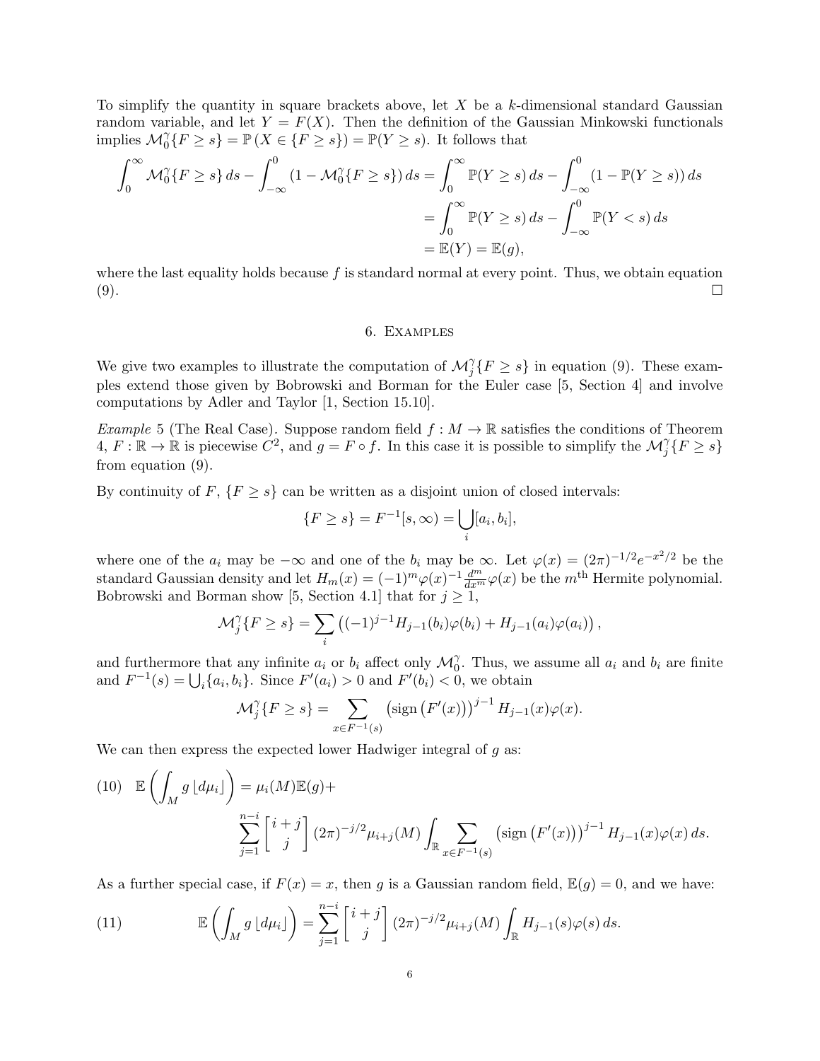To simplify the quantity in square brackets above, let $X$ be a $k$-dimensional standard Gaussian random variable, and let $Y = F(X)$. Then the definition of the Gaussian Minkowski functionals implies $\mathcal{M}_0^\gamma\{F \geq s\} = \mathbb{P}(X \in \{F \geq s\}) = \mathbb{P}(Y \geq s)$. It follows that

$$
\begin{aligned}
\int_0^\infty \mathcal{M}_0^\gamma\{F \geq s\}\, ds - \int_{-\infty}^0 (1 - \mathcal{M}_0^\gamma\{F \geq s\})\, ds &= \int_0^\infty \mathbb{P}(Y \geq s)\, ds - \int_{-\infty}^0 (1 - \mathbb{P}(Y \geq s))\, ds \\
&= \int_0^\infty \mathbb{P}(Y \geq s)\, ds - \int_{-\infty}^0 \mathbb{P}(Y < s)\, ds \\
&= \mathbb{E}(Y) = \mathbb{E}(g),
\end{aligned}
$$

where the last equality holds because $f$ is standard normal at every point. Thus, we obtain equation (9). $\square$

## 6. Examples

We give two examples to illustrate the computation of $\mathcal{M}_j^\gamma\{F \geq s\}$ in equation (9). These examples extend those given by Bobrowski and Borman for the Euler case [5, Section 4] and involve computations by Adler and Taylor [1, Section 15.10].

*Example* 5 (The Real Case). Suppose random field $f : M \to \mathbb{R}$ satisfies the conditions of Theorem 4, $F : \mathbb{R} \to \mathbb{R}$ is piecewise $C^2$, and $g = F \circ f$. In this case it is possible to simplify the $\mathcal{M}_j^\gamma\{F \geq s\}$ from equation (9).

By continuity of $F$, $\{F \geq s\}$ can be written as a disjoint union of closed intervals:

$$
\{F \geq s\} = F^{-1}[s, \infty) = \bigcup_i [a_i, b_i],
$$

where one of the $a_i$ may be $-\infty$ and one of the $b_i$ may be $\infty$. Let $\varphi(x) = (2\pi)^{-1/2} e^{-x^2/2}$ be the standard Gaussian density and let $H_m(x) = (-1)^m \varphi(x)^{-1} \frac{d^m}{dx^m} \varphi(x)$ be the $m^{\text{th}}$ Hermite polynomial. Bobrowski and Borman show [5, Section 4.1] that for $j \geq 1$,

$$
\mathcal{M}_j^\gamma\{F \geq s\} = \sum_i \left( (-1)^{j-1} H_{j-1}(b_i)\varphi(b_i) + H_{j-1}(a_i)\varphi(a_i) \right),
$$

and furthermore that any infinite $a_i$ or $b_i$ affect only $\mathcal{M}_0^\gamma$. Thus, we assume all $a_i$ and $b_i$ are finite and $F^{-1}(s) = \bigcup_i \{a_i, b_i\}$. Since $F'(a_i) > 0$ and $F'(b_i) < 0$, we obtain

$$
\mathcal{M}_j^\gamma\{F \geq s\} = \sum_{x \in F^{-1}(s)} \left( \operatorname{sign}\left(F'(x)\right) \right)^{j-1} H_{j-1}(x)\varphi(x).
$$

We can then express the expected lower Hadwiger integral of $g$ as:

$$
\begin{aligned}
(10) \quad \mathbb{E}\left( \int_M g \, \lfloor d\mu_i \rfloor \right) = \mu_i(M)\mathbb{E}(g) + \\
\sum_{j=1}^{n-i} \begin{bmatrix} i+j \\ j \end{bmatrix} (2\pi)^{-j/2} \mu_{i+j}(M) \int_{\mathbb{R}} \sum_{x \in F^{-1}(s)} \left( \operatorname{sign}\left(F'(x)\right) \right)^{j-1} H_{j-1}(x)\varphi(x)\, ds.
\end{aligned}
$$

As a further special case, if $F(x) = x$, then $g$ is a Gaussian random field, $\mathbb{E}(g) = 0$, and we have:

$$
(11) \qquad \mathbb{E}\left( \int_M g \, \lfloor d\mu_i \rfloor \right) = \sum_{j=1}^{n-i} \begin{bmatrix} i+j \\ j \end{bmatrix} (2\pi)^{-j/2} \mu_{i+j}(M) \int_{\mathbb{R}} H_{j-1}(s)\varphi(s)\, ds.
$$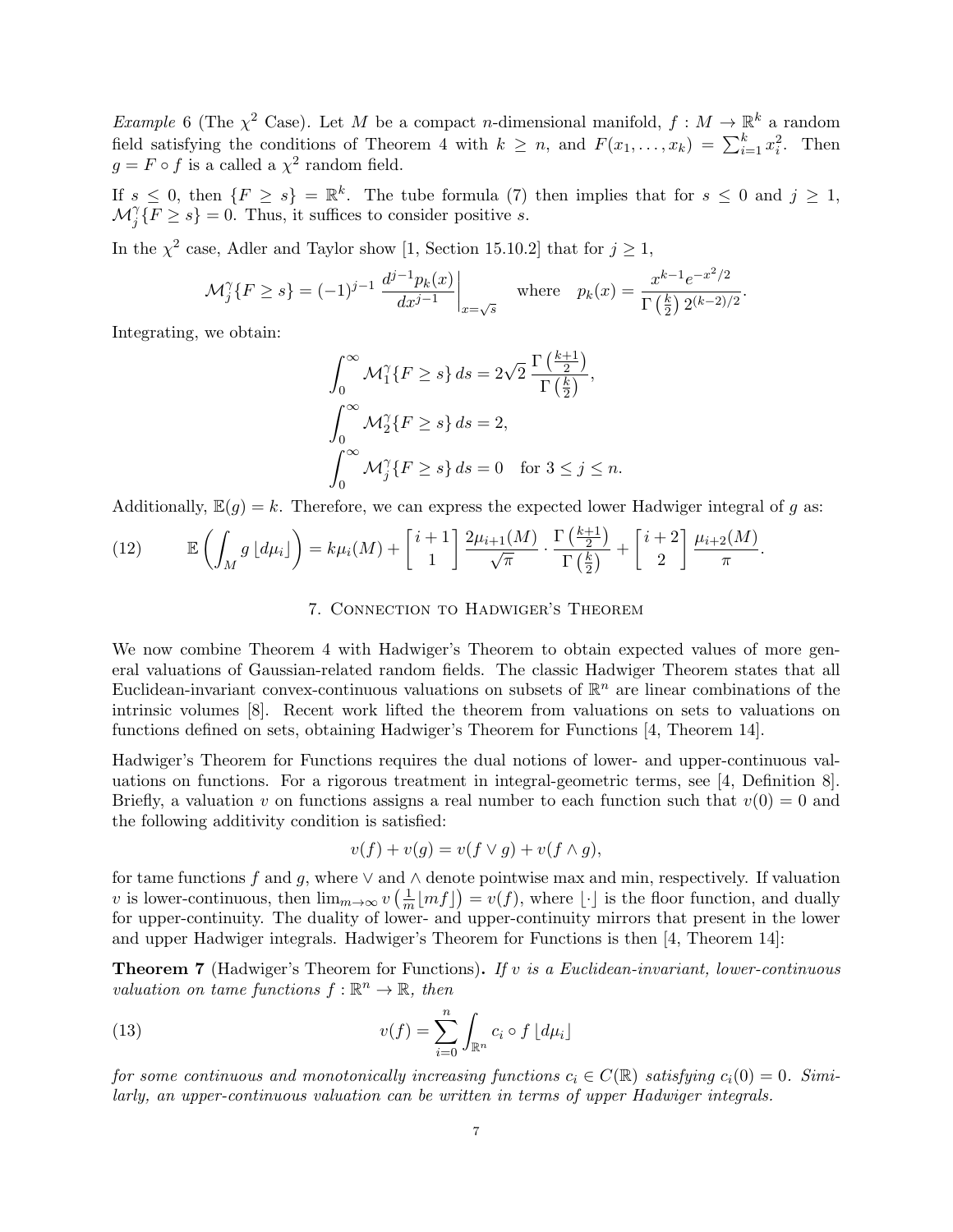*Example* 6 (The $\chi^2$ Case). Let $M$ be a compact $n$-dimensional manifold, $f : M \to \mathbb{R}^k$ a random field satisfying the conditions of Theorem 4 with $k \geq n$, and $F(x_1, \ldots, x_k) = \sum_{i=1}^k x_i^2$. Then $g = F \circ f$ is a called a $\chi^2$ random field.

If $s \leq 0$, then $\{F \geq s\} = \mathbb{R}^k$. The tube formula (7) then implies that for $s \leq 0$ and $j \geq 1$, $\mathcal{M}_j^\gamma\{F \geq s\} = 0$. Thus, it suffices to consider positive $s$.

In the $\chi^2$ case, Adler and Taylor show [1, Section 15.10.2] that for $j \geq 1$,

$$\mathcal{M}_j^\gamma\{F \geq s\} = (-1)^{j-1} \left. \frac{d^{j-1} p_k(x)}{dx^{j-1}} \right|_{x=\sqrt{s}} \quad \text{where} \quad p_k(x) = \frac{x^{k-1} e^{-x^2/2}}{\Gamma\left(\frac{k}{2}\right) 2^{(k-2)/2}}.$$

Integrating, we obtain:

$$\int_0^\infty \mathcal{M}_1^\gamma\{F \geq s\}\, ds = 2\sqrt{2}\, \frac{\Gamma\left(\frac{k+1}{2}\right)}{\Gamma\left(\frac{k}{2}\right)},$$

$$\int_0^\infty \mathcal{M}_2^\gamma\{F \geq s\}\, ds = 2,$$

$$\int_0^\infty \mathcal{M}_j^\gamma\{F \geq s\}\, ds = 0 \quad \text{for } 3 \leq j \leq n.$$

Additionally, $\mathbb{E}(g) = k$. Therefore, we can express the expected lower Hadwiger integral of $g$ as:

$$\mathbb{E}\left( \int_M g \,\lfloor d\mu_i \rfloor \right) = k\mu_i(M) + \begin{bmatrix} i+1 \\ 1 \end{bmatrix} \frac{2\mu_{i+1}(M)}{\sqrt{\pi}} \cdot \frac{\Gamma\left(\frac{k+1}{2}\right)}{\Gamma\left(\frac{k}{2}\right)} + \begin{bmatrix} i+2 \\ 2 \end{bmatrix} \frac{\mu_{i+2}(M)}{\pi}. \tag{12}$$

## 7. Connection to Hadwiger's Theorem

We now combine Theorem 4 with Hadwiger's Theorem to obtain expected values of more general valuations of Gaussian-related random fields. The classic Hadwiger Theorem states that all Euclidean-invariant convex-continuous valuations on subsets of $\mathbb{R}^n$ are linear combinations of the intrinsic volumes [8]. Recent work lifted the theorem from valuations on sets to valuations on functions defined on sets, obtaining Hadwiger's Theorem for Functions [4, Theorem 14].

Hadwiger's Theorem for Functions requires the dual notions of lower- and upper-continuous valuations on functions. For a rigorous treatment in integral-geometric terms, see [4, Definition 8]. Briefly, a valuation $v$ on functions assigns a real number to each function such that $v(0) = 0$ and the following additivity condition is satisfied:

$$v(f) + v(g) = v(f \vee g) + v(f \wedge g),$$

for tame functions $f$ and $g$, where $\vee$ and $\wedge$ denote pointwise max and min, respectively. If valuation $v$ is lower-continuous, then $\lim_{m\to\infty} v\left(\frac{1}{m}\lfloor mf \rfloor\right) = v(f)$, where $\lfloor \cdot \rfloor$ is the floor function, and dually for upper-continuity. The duality of lower- and upper-continuity mirrors that present in the lower and upper Hadwiger integrals. Hadwiger's Theorem for Functions is then [4, Theorem 14]:

**Theorem 7** (Hadwiger's Theorem for Functions)**.** *If $v$ is a Euclidean-invariant, lower-continuous valuation on tame functions $f : \mathbb{R}^n \to \mathbb{R}$, then*

$$v(f) = \sum_{i=0}^n \int_{\mathbb{R}^n} c_i \circ f \,\lfloor d\mu_i \rfloor \tag{13}$$

*for some continuous and monotonically increasing functions $c_i \in C(\mathbb{R})$ satisfying $c_i(0) = 0$. Similarly, an upper-continuous valuation can be written in terms of upper Hadwiger integrals.*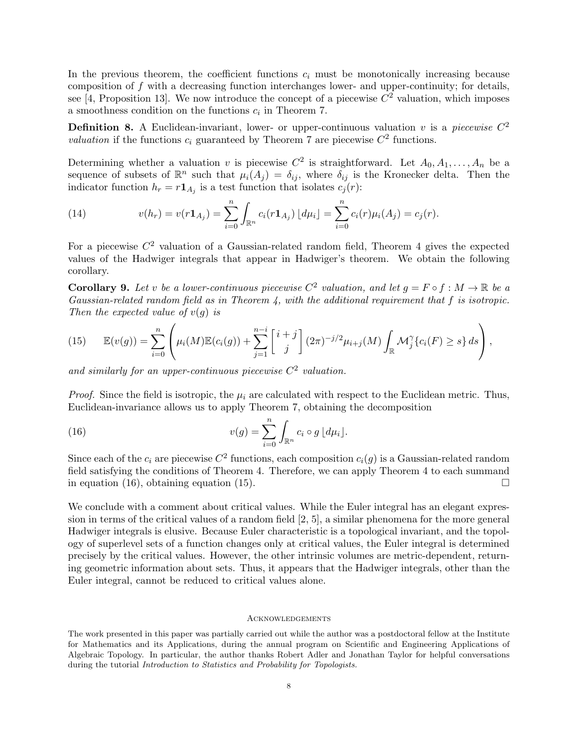In the previous theorem, the coefficient functions $c_i$ must be monotonically increasing because composition of $f$ with a decreasing function interchanges lower- and upper-continuity; for details, see [4, Proposition 13]. We now introduce the concept of a piecewise $C^2$ valuation, which imposes a smoothness condition on the functions $c_i$ in Theorem 7.

**Definition 8.** A Euclidean-invariant, lower- or upper-continuous valuation $v$ is a *piecewise $C^2$ valuation* if the functions $c_i$ guaranteed by Theorem 7 are piecewise $C^2$ functions.

Determining whether a valuation $v$ is piecewise $C^2$ is straightforward. Let $A_0, A_1, \ldots, A_n$ be a sequence of subsets of $\mathbb{R}^n$ such that $\mu_i(A_j) = \delta_{ij}$, where $\delta_{ij}$ is the Kronecker delta. Then the indicator function $h_r = r\mathbf{1}_{A_j}$ is a test function that isolates $c_j(r)$:

$$v(h_r) = v(r\mathbf{1}_{A_j}) = \sum_{i=0}^{n} \int_{\mathbb{R}^n} c_i(r\mathbf{1}_{A_j}) \lfloor d\mu_i \rfloor = \sum_{i=0}^{n} c_i(r)\mu_i(A_j) = c_j(r). \tag{14}$$

For a piecewise $C^2$ valuation of a Gaussian-related random field, Theorem 4 gives the expected values of the Hadwiger integrals that appear in Hadwiger's theorem. We obtain the following corollary.

**Corollary 9.** *Let $v$ be a lower-continuous piecewise $C^2$ valuation, and let $g = F \circ f : M \to \mathbb{R}$ be a Gaussian-related random field as in Theorem 4, with the additional requirement that $f$ is isotropic. Then the expected value of $v(g)$ is*

$$\mathbb{E}(v(g)) = \sum_{i=0}^{n} \left( \mu_i(M)\mathbb{E}(c_i(g)) + \sum_{j=1}^{n-i} \begin{bmatrix} i+j \\ j \end{bmatrix} (2\pi)^{-j/2} \mu_{i+j}(M) \int_{\mathbb{R}} \mathcal{M}_j^{\gamma}\{c_i(F) \geq s\}\, ds \right), \tag{15}$$

*and similarly for an upper-continuous piecewise $C^2$ valuation.*

*Proof.* Since the field is isotropic, the $\mu_i$ are calculated with respect to the Euclidean metric. Thus, Euclidean-invariance allows us to apply Theorem 7, obtaining the decomposition

$$v(g) = \sum_{i=0}^{n} \int_{\mathbb{R}^n} c_i \circ g \lfloor d\mu_i \rfloor. \tag{16}$$

Since each of the $c_i$ are piecewise $C^2$ functions, each composition $c_i(g)$ is a Gaussian-related random field satisfying the conditions of Theorem 4. Therefore, we can apply Theorem 4 to each summand in equation (16), obtaining equation (15). $\square$

We conclude with a comment about critical values. While the Euler integral has an elegant expression in terms of the critical values of a random field [2, 5], a similar phenomena for the more general Hadwiger integrals is elusive. Because Euler characteristic is a topological invariant, and the topology of superlevel sets of a function changes only at critical values, the Euler integral is determined precisely by the critical values. However, the other intrinsic volumes are metric-dependent, returning geometric information about sets. Thus, it appears that the Hadwiger integrals, other than the Euler integral, cannot be reduced to critical values alone.

## Acknowledgements

The work presented in this paper was partially carried out while the author was a postdoctoral fellow at the Institute for Mathematics and its Applications, during the annual program on Scientific and Engineering Applications of Algebraic Topology. In particular, the author thanks Robert Adler and Jonathan Taylor for helpful conversations during the tutorial *Introduction to Statistics and Probability for Topologists*.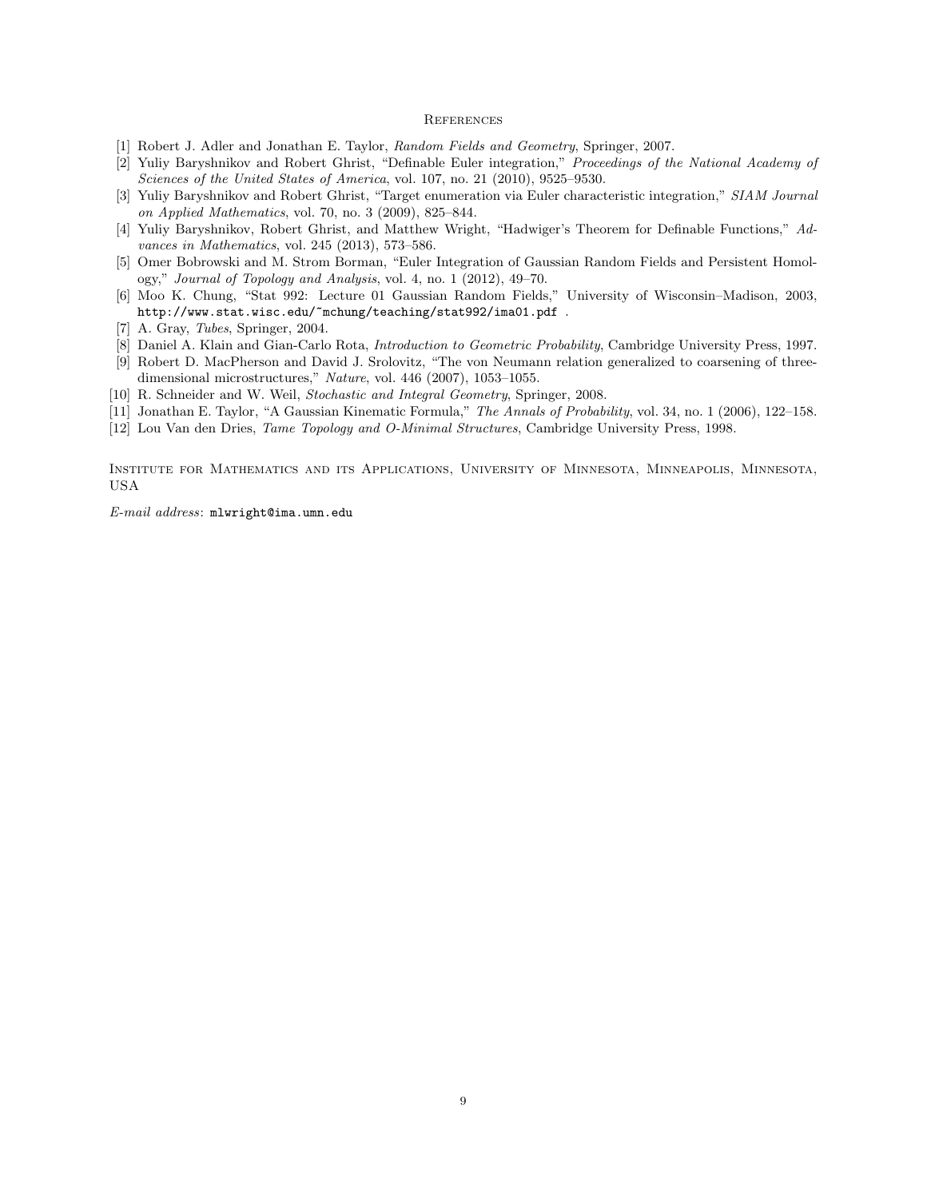## References

[1] Robert J. Adler and Jonathan E. Taylor, *Random Fields and Geometry*, Springer, 2007.

[2] Yuliy Baryshnikov and Robert Ghrist, "Definable Euler integration," *Proceedings of the National Academy of Sciences of the United States of America*, vol. 107, no. 21 (2010), 9525–9530.

[3] Yuliy Baryshnikov and Robert Ghrist, "Target enumeration via Euler characteristic integration," *SIAM Journal on Applied Mathematics*, vol. 70, no. 3 (2009), 825–844.

[4] Yuliy Baryshnikov, Robert Ghrist, and Matthew Wright, "Hadwiger's Theorem for Definable Functions," *Advances in Mathematics*, vol. 245 (2013), 573–586.

[5] Omer Bobrowski and M. Strom Borman, "Euler Integration of Gaussian Random Fields and Persistent Homology," *Journal of Topology and Analysis*, vol. 4, no. 1 (2012), 49–70.

[6] Moo K. Chung, "Stat 992: Lecture 01 Gaussian Random Fields," University of Wisconsin–Madison, 2003, `http://www.stat.wisc.edu/~mchung/teaching/stat992/ima01.pdf` .

[7] A. Gray, *Tubes*, Springer, 2004.

[8] Daniel A. Klain and Gian-Carlo Rota, *Introduction to Geometric Probability*, Cambridge University Press, 1997.

[9] Robert D. MacPherson and David J. Srolovitz, "The von Neumann relation generalized to coarsening of three-dimensional microstructures," *Nature*, vol. 446 (2007), 1053–1055.

[10] R. Schneider and W. Weil, *Stochastic and Integral Geometry*, Springer, 2008.

[11] Jonathan E. Taylor, "A Gaussian Kinematic Formula," *The Annals of Probability*, vol. 34, no. 1 (2006), 122–158.

[12] Lou Van den Dries, *Tame Topology and O-Minimal Structures*, Cambridge University Press, 1998.

Institute for Mathematics and its Applications, University of Minnesota, Minneapolis, Minnesota, USA

*E-mail address*: `mlwright@ima.umn.edu`